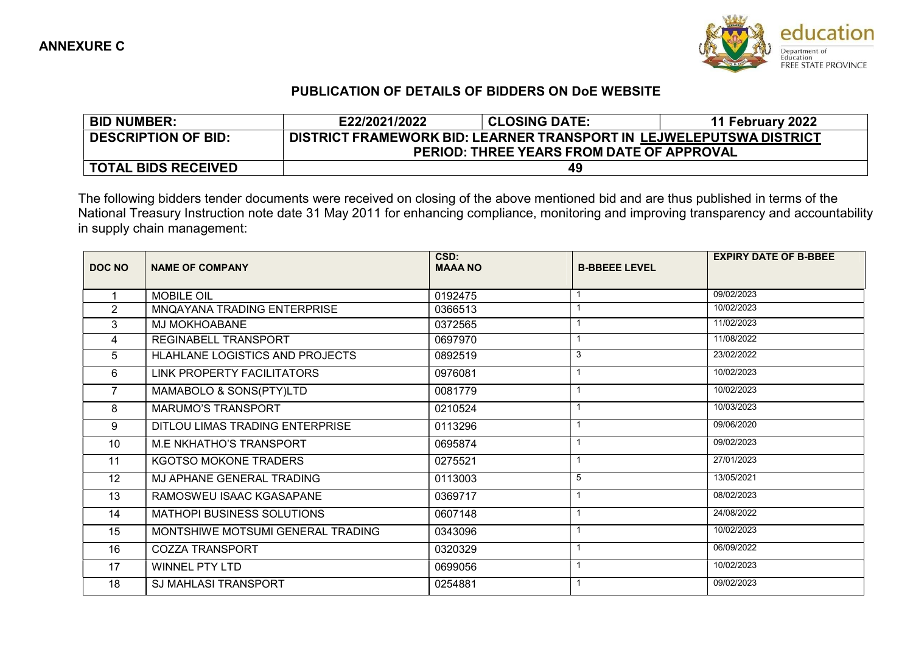**ANNEXURE C**

education
Department of Education
FREE STATE PROVINCE

## PUBLICATION OF DETAILS OF BIDDERS ON DoE WEBSITE

| BID NUMBER: | E22/2021/2022 | CLOSING DATE: | 11 February 2022 |
|---|---|---|---|
| DESCRIPTION OF BID: | DISTRICT FRAMEWORK BID: LEARNER TRANSPORT IN LEJWELEPUTSWA DISTRICT PERIOD: THREE YEARS FROM DATE OF APPROVAL | | |
| TOTAL BIDS RECEIVED | 49 | | |

The following bidders tender documents were received on closing of the above mentioned bid and are thus published in terms of the National Treasury Instruction note date 31 May 2011 for enhancing compliance, monitoring and improving transparency and accountability in supply chain management:

| DOC NO | NAME OF COMPANY | CSD: MAAA NO | B-BBEEE LEVEL | EXPIRY DATE OF B-BBEE |
|---|---|---|---|---|
| 1 | MOBILE OIL | 0192475 | 1 | 09/02/2023 |
| 2 | MNQAYANA TRADING ENTERPRISE | 0366513 | 1 | 10/02/2023 |
| 3 | MJ MOKHOABANE | 0372565 | 1 | 11/02/2023 |
| 4 | REGINABELL TRANSPORT | 0697970 | 1 | 11/08/2022 |
| 5 | HLAHLANE LOGISTICS AND PROJECTS | 0892519 | 3 | 23/02/2022 |
| 6 | LINK PROPERTY FACILITATORS | 0976081 | 1 | 10/02/2023 |
| 7 | MAMABOLO & SONS(PTY)LTD | 0081779 | 1 | 10/02/2023 |
| 8 | MARUMO'S TRANSPORT | 0210524 | 1 | 10/03/2023 |
| 9 | DITLOU LIMAS TRADING ENTERPRISE | 0113296 | 1 | 09/06/2020 |
| 10 | M.E NKHATHO'S TRANSPORT | 0695874 | 1 | 09/02/2023 |
| 11 | KGOTSO MOKONE TRADERS | 0275521 | 1 | 27/01/2023 |
| 12 | MJ APHANE GENERAL TRADING | 0113003 | 5 | 13/05/2021 |
| 13 | RAMOSWEU ISAAC KGASAPANE | 0369717 | 1 | 08/02/2023 |
| 14 | MATHOPI BUSINESS SOLUTIONS | 0607148 | 1 | 24/08/2022 |
| 15 | MONTSHIWE MOTSUMI GENERAL TRADING | 0343096 | 1 | 10/02/2023 |
| 16 | COZZA TRANSPORT | 0320329 | 1 | 06/09/2022 |
| 17 | WINNEL PTY LTD | 0699056 | 1 | 10/02/2023 |
| 18 | SJ MAHLASI TRANSPORT | 0254881 | 1 | 09/02/2023 |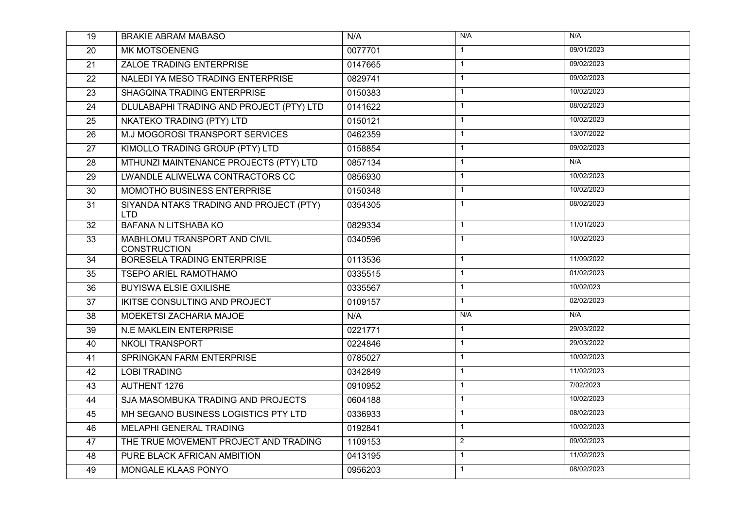| | | | | |
|---|---|---|---|---|
| 19 | BRAKIE ABRAM MABASO | N/A | N/A | N/A |
| 20 | MK MOTSOENENG | 0077701 | 1 | 09/01/2023 |
| 21 | ZALOE TRADING ENTERPRISE | 0147665 | 1 | 09/02/2023 |
| 22 | NALEDI YA MESO TRADING ENTERPRISE | 0829741 | 1 | 09/02/2023 |
| 23 | SHAGQINA TRADING ENTERPRISE | 0150383 | 1 | 10/02/2023 |
| 24 | DLULABAPHI TRADING AND PROJECT (PTY) LTD | 0141622 | 1 | 08/02/2023 |
| 25 | NKATEKO TRADING (PTY) LTD | 0150121 | 1 | 10/02/2023 |
| 26 | M.J MOGOROSI TRANSPORT SERVICES | 0462359 | 1 | 13/07/2022 |
| 27 | KIMOLLO TRADING GROUP (PTY) LTD | 0158854 | 1 | 09/02/2023 |
| 28 | MTHUNZI MAINTENANCE PROJECTS (PTY) LTD | 0857134 | 1 | N/A |
| 29 | LWANDLE ALIWELWA CONTRACTORS CC | 0856930 | 1 | 10/02/2023 |
| 30 | MOMOTHO BUSINESS ENTERPRISE | 0150348 | 1 | 10/02/2023 |
| 31 | SIYANDA NTAKS TRADING AND PROJECT (PTY) LTD | 0354305 | 1 | 08/02/2023 |
| 32 | BAFANA N LITSHABA KO | 0829334 | 1 | 11/01/2023 |
| 33 | MABHLOMU TRANSPORT AND CIVIL CONSTRUCTION | 0340596 | 1 | 10/02/2023 |
| 34 | BORESELA TRADING ENTERPRISE | 0113536 | 1 | 11/09/2022 |
| 35 | TSEPO ARIEL RAMOTHAMO | 0335515 | 1 | 01/02/2023 |
| 36 | BUYISWA ELSIE GXILISHE | 0335567 | 1 | 10/02/023 |
| 37 | IKITSE CONSULTING AND PROJECT | 0109157 | 1 | 02/02/2023 |
| 38 | MOEKETSI ZACHARIA MAJOE | N/A | N/A | N/A |
| 39 | N.E MAKLEIN ENTERPRISE | 0221771 | 1 | 29/03/2022 |
| 40 | NKOLI TRANSPORT | 0224846 | 1 | 29/03/2022 |
| 41 | SPRINGKAN FARM ENTERPRISE | 0785027 | 1 | 10/02/2023 |
| 42 | LOBI TRADING | 0342849 | 1 | 11/02/2023 |
| 43 | AUTHENT 1276 | 0910952 | 1 | 7/02/2023 |
| 44 | SJA MASOMBUKA TRADING AND PROJECTS | 0604188 | 1 | 10/02/2023 |
| 45 | MH SEGANO BUSINESS LOGISTICS PTY LTD | 0336933 | 1 | 08/02/2023 |
| 46 | MELAPHI GENERAL TRADING | 0192841 | 1 | 10/02/2023 |
| 47 | THE TRUE MOVEMENT PROJECT AND TRADING | 1109153 | 2 | 09/02/2023 |
| 48 | PURE BLACK AFRICAN AMBITION | 0413195 | 1 | 11/02/2023 |
| 49 | MONGALE KLAAS PONYO | 0956203 | 1 | 08/02/2023 |